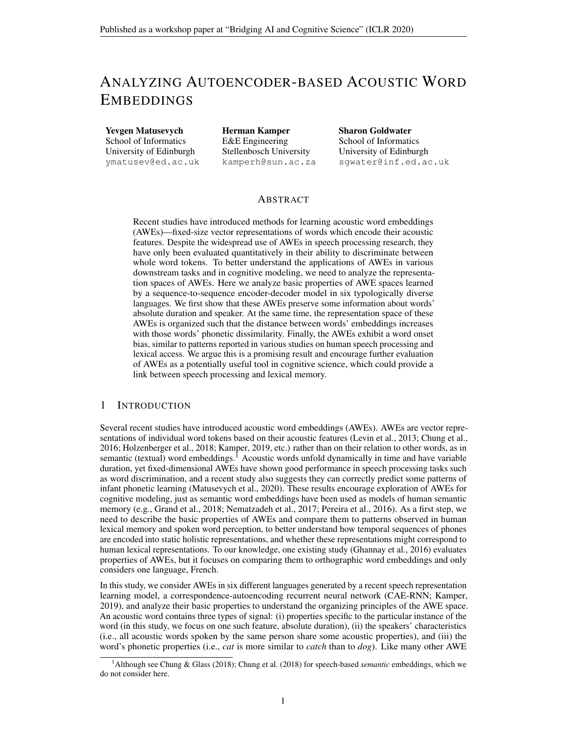# Analyzing Autoencoder-based Acoustic Word Embeddings

**Yevgen Matusevych**
School of Informatics
University of Edinburgh
ymatusev@ed.ac.uk

**Herman Kamper**
E&E Engineering
Stellenbosch University
kamperh@sun.ac.za

**Sharon Goldwater**
School of Informatics
University of Edinburgh
sgwater@inf.ed.ac.uk

## Abstract

Recent studies have introduced methods for learning acoustic word embeddings (AWEs)—fixed-size vector representations of words which encode their acoustic features. Despite the widespread use of AWEs in speech processing research, they have only been evaluated quantitatively in their ability to discriminate between whole word tokens. To better understand the applications of AWEs in various downstream tasks and in cognitive modeling, we need to analyze the representation spaces of AWEs. Here we analyze basic properties of AWE spaces learned by a sequence-to-sequence encoder-decoder model in six typologically diverse languages. We first show that these AWEs preserve some information about words' absolute duration and speaker. At the same time, the representation space of these AWEs is organized such that the distance between words' embeddings increases with those words' phonetic dissimilarity. Finally, the AWEs exhibit a word onset bias, similar to patterns reported in various studies on human speech processing and lexical access. We argue this is a promising result and encourage further evaluation of AWEs as a potentially useful tool in cognitive science, which could provide a link between speech processing and lexical memory.

## 1 Introduction

Several recent studies have introduced acoustic word embeddings (AWEs). AWEs are vector representations of individual word tokens based on their acoustic features (Levin et al., 2013; Chung et al., 2016; Holzenberger et al., 2018; Kamper, 2019, etc.) rather than on their relation to other words, as in semantic (textual) word embeddings.[1] Acoustic words unfold dynamically in time and have variable duration, yet fixed-dimensional AWEs have shown good performance in speech processing tasks such as word discrimination, and a recent study also suggests they can correctly predict some patterns of infant phonetic learning (Matusevych et al., 2020). These results encourage exploration of AWEs for cognitive modeling, just as semantic word embeddings have been used as models of human semantic memory (e.g., Grand et al., 2018; Nematzadeh et al., 2017; Pereira et al., 2016). As a first step, we need to describe the basic properties of AWEs and compare them to patterns observed in human lexical memory and spoken word perception, to better understand how temporal sequences of phones are encoded into static holistic representations, and whether these representations might correspond to human lexical representations. To our knowledge, one existing study (Ghannay et al., 2016) evaluates properties of AWEs, but it focuses on comparing them to orthographic word embeddings and only considers one language, French.

In this study, we consider AWEs in six different languages generated by a recent speech representation learning model, a correspondence-autoencoding recurrent neural network (CAE-RNN; Kamper, 2019), and analyze their basic properties to understand the organizing principles of the AWE space. An acoustic word contains three types of signal: (i) properties specific to the particular instance of the word (in this study, we focus on one such feature, absolute duration), (ii) the speakers' characteristics (i.e., all acoustic words spoken by the same person share some acoustic properties), and (iii) the word's phonetic properties (i.e., *cat* is more similar to *catch* than to *dog*). Like many other AWE

[1] Although see Chung & Glass (2018); Chung et al. (2018) for speech-based *semantic* embeddings, which we do not consider here.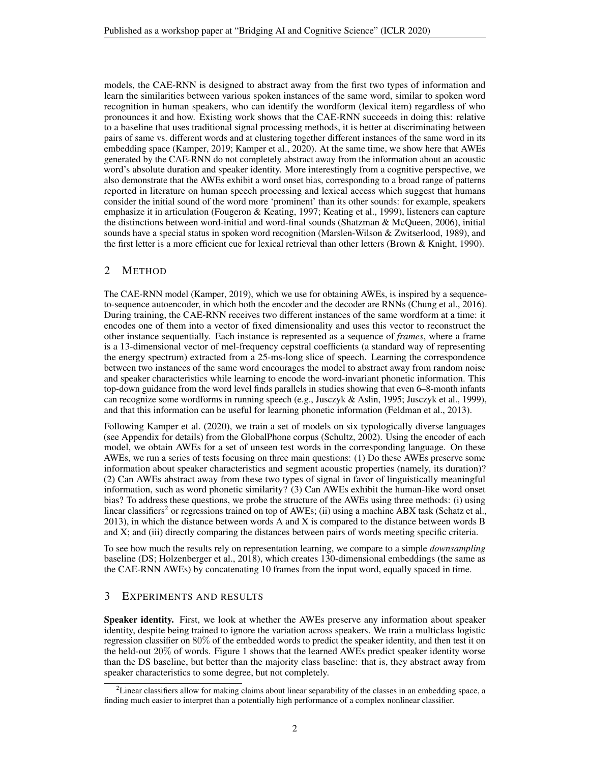models, the CAE-RNN is designed to abstract away from the first two types of information and learn the similarities between various spoken instances of the same word, similar to spoken word recognition in human speakers, who can identify the wordform (lexical item) regardless of who pronounces it and how. Existing work shows that the CAE-RNN succeeds in doing this: relative to a baseline that uses traditional signal processing methods, it is better at discriminating between pairs of same vs. different words and at clustering together different instances of the same word in its embedding space (Kamper, 2019; Kamper et al., 2020). At the same time, we show here that AWEs generated by the CAE-RNN do not completely abstract away from the information about an acoustic word's absolute duration and speaker identity. More interestingly from a cognitive perspective, we also demonstrate that the AWEs exhibit a word onset bias, corresponding to a broad range of patterns reported in literature on human speech processing and lexical access which suggest that humans consider the initial sound of the word more 'prominent' than its other sounds: for example, speakers emphasize it in articulation (Fougeron & Keating, 1997; Keating et al., 1999), listeners can capture the distinctions between word-initial and word-final sounds (Shatzman & McQueen, 2006), initial sounds have a special status in spoken word recognition (Marslen-Wilson & Zwitserlood, 1989), and the first letter is a more efficient cue for lexical retrieval than other letters (Brown & Knight, 1990).

## 2 Method

The CAE-RNN model (Kamper, 2019), which we use for obtaining AWEs, is inspired by a sequence-to-sequence autoencoder, in which both the encoder and the decoder are RNNs (Chung et al., 2016). During training, the CAE-RNN receives two different instances of the same wordform at a time: it encodes one of them into a vector of fixed dimensionality and uses this vector to reconstruct the other instance sequentially. Each instance is represented as a sequence of *frames*, where a frame is a 13-dimensional vector of mel-frequency cepstral coefficients (a standard way of representing the energy spectrum) extracted from a 25-ms-long slice of speech. Learning the correspondence between two instances of the same word encourages the model to abstract away from random noise and speaker characteristics while learning to encode the word-invariant phonetic information. This top-down guidance from the word level finds parallels in studies showing that even 6–8-month infants can recognize some wordforms in running speech (e.g., Jusczyk & Aslin, 1995; Jusczyk et al., 1999), and that this information can be useful for learning phonetic information (Feldman et al., 2013).

Following Kamper et al. (2020), we train a set of models on six typologically diverse languages (see Appendix for details) from the GlobalPhone corpus (Schultz, 2002). Using the encoder of each model, we obtain AWEs for a set of unseen test words in the corresponding language. On these AWEs, we run a series of tests focusing on three main questions: (1) Do these AWEs preserve some information about speaker characteristics and segment acoustic properties (namely, its duration)? (2) Can AWEs abstract away from these two types of signal in favor of linguistically meaningful information, such as word phonetic similarity? (3) Can AWEs exhibit the human-like word onset bias? To address these questions, we probe the structure of the AWEs using three methods: (i) using linear classifiers[2] or regressions trained on top of AWEs; (ii) using a machine ABX task (Schatz et al., 2013), in which the distance between words A and X is compared to the distance between words B and X; and (iii) directly comparing the distances between pairs of words meeting specific criteria.

To see how much the results rely on representation learning, we compare to a simple *downsampling* baseline (DS; Holzenberger et al., 2018), which creates 130-dimensional embeddings (the same as the CAE-RNN AWEs) by concatenating 10 frames from the input word, equally spaced in time.

## 3 Experiments and results

**Speaker identity.** First, we look at whether the AWEs preserve any information about speaker identity, despite being trained to ignore the variation across speakers. We train a multiclass logistic regression classifier on 80% of the embedded words to predict the speaker identity, and then test it on the held-out 20% of words. Figure 1 shows that the learned AWEs predict speaker identity worse than the DS baseline, but better than the majority class baseline: that is, they abstract away from speaker characteristics to some degree, but not completely.

[2] Linear classifiers allow for making claims about linear separability of the classes in an embedding space, a finding much easier to interpret than a potentially high performance of a complex nonlinear classifier.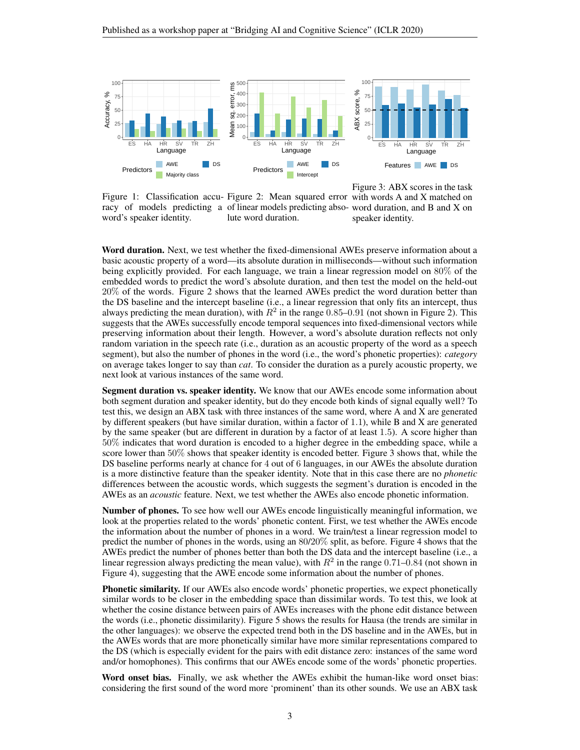Figure 1: Classification accuracy of models predicting a word's speaker identity.

Figure 2: Mean squared error of linear models predicting absolute word duration.

Figure 3: ABX scores in the task with words A and X matched on word duration, and B and X on speaker identity.

**Word duration.** Next, we test whether the fixed-dimensional AWEs preserve information about a basic acoustic property of a word—its absolute duration in milliseconds—without such information being explicitly provided. For each language, we train a linear regression model on $80\%$ of the embedded words to predict the word's absolute duration, and then test the model on the held-out $20\%$ of the words. Figure 2 shows that the learned AWEs predict the word duration better than the DS baseline and the intercept baseline (i.e., a linear regression that only fits an intercept, thus always predicting the mean duration), with $R^2$ in the range $0.85$–$0.91$ (not shown in Figure 2). This suggests that the AWEs successfully encode temporal sequences into fixed-dimensional vectors while preserving information about their length. However, a word's absolute duration reflects not only random variation in the speech rate (i.e., duration as an acoustic property of the word as a speech segment), but also the number of phones in the word (i.e., the word's phonetic properties): *category* on average takes longer to say than *cat*. To consider the duration as a purely acoustic property, we next look at various instances of the same word.

**Segment duration vs. speaker identity.** We know that our AWEs encode some information about both segment duration and speaker identity, but do they encode both kinds of signal equally well? To test this, we design an ABX task with three instances of the same word, where A and X are generated by different speakers (but have similar duration, within a factor of $1.1$), while B and X are generated by the same speaker (but are different in duration by a factor of at least $1.5$). A score higher than $50\%$ indicates that word duration is encoded to a higher degree in the embedding space, while a score lower than $50\%$ shows that speaker identity is encoded better. Figure 3 shows that, while the DS baseline performs nearly at chance for $4$ out of $6$ languages, in our AWEs the absolute duration is a more distinctive feature than the speaker identity. Note that in this case there are no *phonetic* differences between the acoustic words, which suggests the segment's duration is encoded in the AWEs as an *acoustic* feature. Next, we test whether the AWEs also encode phonetic information.

**Number of phones.** To see how well our AWEs encode linguistically meaningful information, we look at the properties related to the words' phonetic content. First, we test whether the AWEs encode the information about the number of phones in a word. We train/test a linear regression model to predict the number of phones in the words, using an $80/20\%$ split, as before. Figure 4 shows that the AWEs predict the number of phones better than both the DS data and the intercept baseline (i.e., a linear regression always predicting the mean value), with $R^2$ in the range $0.71$–$0.84$ (not shown in Figure 4), suggesting that the AWE encode some information about the number of phones.

**Phonetic similarity.** If our AWEs also encode words' phonetic properties, we expect phonetically similar words to be closer in the embedding space than dissimilar words. To test this, we look at whether the cosine distance between pairs of AWEs increases with the phone edit distance between the words (i.e., phonetic dissimilarity). Figure 5 shows the results for Hausa (the trends are similar in the other languages): we observe the expected trend both in the DS baseline and in the AWEs, but in the AWEs words that are more phonetically similar have more similar representations compared to the DS (which is especially evident for the pairs with edit distance zero: instances of the same word and/or homophones). This confirms that our AWEs encode some of the words' phonetic properties.

**Word onset bias.** Finally, we ask whether the AWEs exhibit the human-like word onset bias: considering the first sound of the word more 'prominent' than its other sounds. We use an ABX task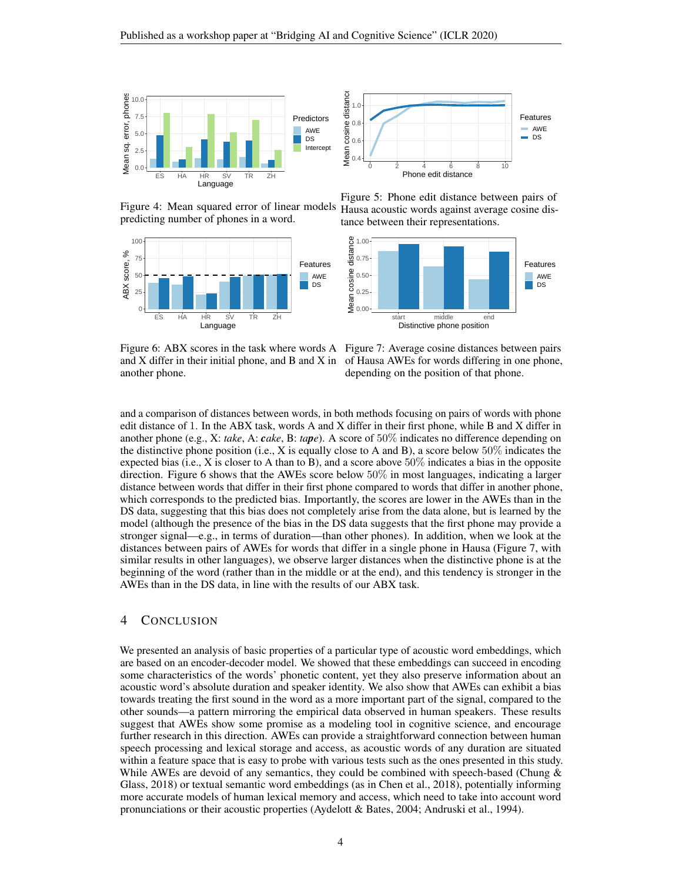Figure 4: Mean squared error of linear models predicting number of phones in a word.

Figure 5: Phone edit distance between pairs of Hausa acoustic words against average cosine distance between their representations.

Figure 6: ABX scores in the task where words A and X differ in their initial phone, and B and X in another phone.

Figure 7: Average cosine distances between pairs of Hausa AWEs for words differing in one phone, depending on the position of that phone.

and a comparison of distances between words, in both methods focusing on pairs of words with phone edit distance of 1. In the ABX task, words A and X differ in their first phone, while B and X differ in another phone (e.g., X: *take*, A: ***c**ake*, B: *ta**p**e*). A score of $50\%$ indicates no difference depending on the distinctive phone position (i.e., X is equally close to A and B), a score below $50\%$ indicates the expected bias (i.e., X is closer to A than to B), and a score above $50\%$ indicates a bias in the opposite direction. Figure 6 shows that the AWEs score below $50\%$ in most languages, indicating a larger distance between words that differ in their first phone compared to words that differ in another phone, which corresponds to the predicted bias. Importantly, the scores are lower in the AWEs than in the DS data, suggesting that this bias does not completely arise from the data alone, but is learned by the model (although the presence of the bias in the DS data suggests that the first phone may provide a stronger signal—e.g., in terms of duration—than other phones). In addition, when we look at the distances between pairs of AWEs for words that differ in a single phone in Hausa (Figure 7, with similar results in other languages), we observe larger distances when the distinctive phone is at the beginning of the word (rather than in the middle or at the end), and this tendency is stronger in the AWEs than in the DS data, in line with the results of our ABX task.

## 4 Conclusion

We presented an analysis of basic properties of a particular type of acoustic word embeddings, which are based on an encoder-decoder model. We showed that these embeddings can succeed in encoding some characteristics of the words' phonetic content, yet they also preserve information about an acoustic word's absolute duration and speaker identity. We also show that AWEs can exhibit a bias towards treating the first sound in the word as a more important part of the signal, compared to the other sounds—a pattern mirroring the empirical data observed in human speakers. These results suggest that AWEs show some promise as a modeling tool in cognitive science, and encourage further research in this direction. AWEs can provide a straightforward connection between human speech processing and lexical storage and access, as acoustic words of any duration are situated within a feature space that is easy to probe with various tests such as the ones presented in this study. While AWEs are devoid of any semantics, they could be combined with speech-based (Chung & Glass, 2018) or textual semantic word embeddings (as in Chen et al., 2018), potentially informing more accurate models of human lexical memory and access, which need to take into account word pronunciations or their acoustic properties (Aydelott & Bates, 2004; Andruski et al., 1994).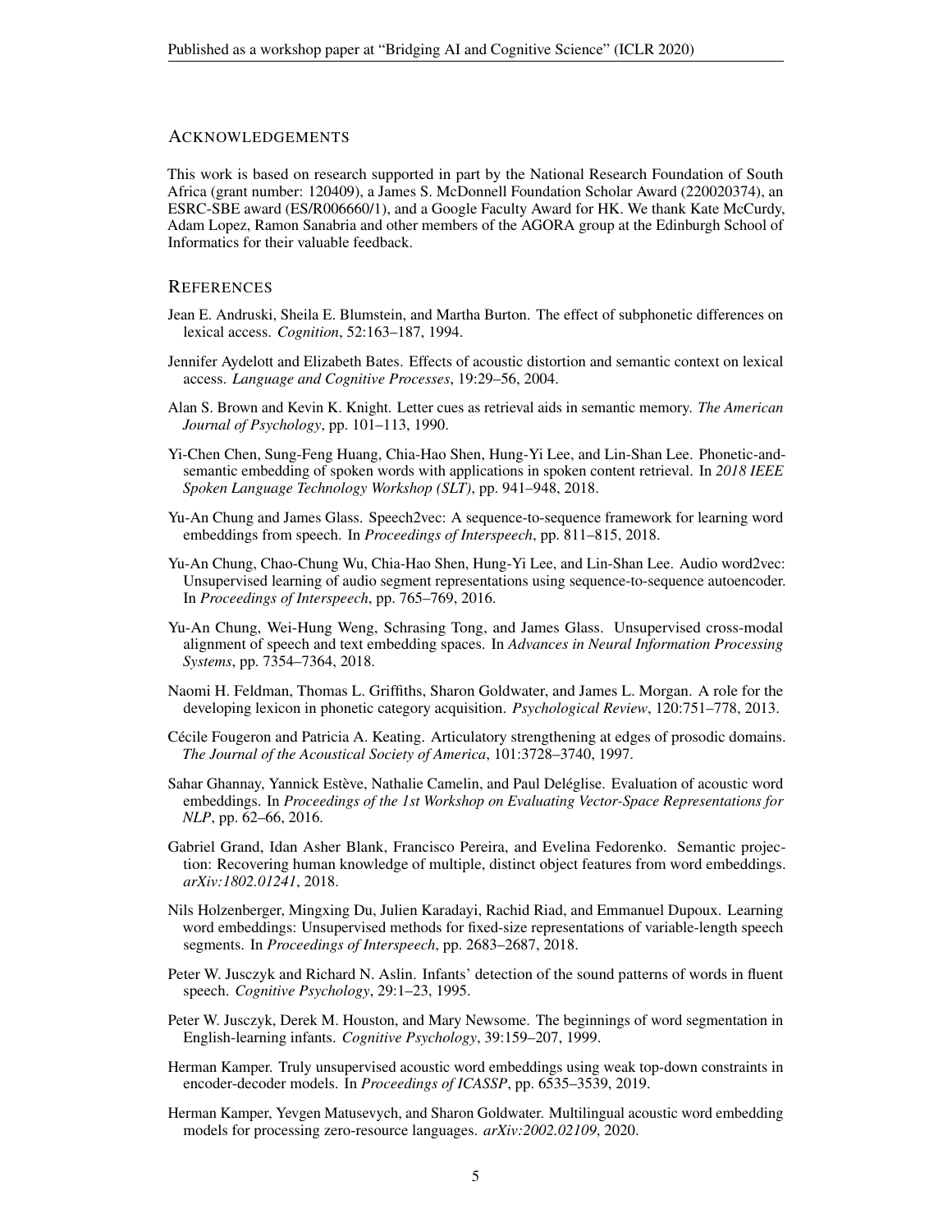## Acknowledgements

This work is based on research supported in part by the National Research Foundation of South Africa (grant number: 120409), a James S. McDonnell Foundation Scholar Award (220020374), an ESRC-SBE award (ES/R006660/1), and a Google Faculty Award for HK. We thank Kate McCurdy, Adam Lopez, Ramon Sanabria and other members of the AGORA group at the Edinburgh School of Informatics for their valuable feedback.

## References

Jean E. Andruski, Sheila E. Blumstein, and Martha Burton. The effect of subphonetic differences on lexical access. *Cognition*, 52:163–187, 1994.

Jennifer Aydelott and Elizabeth Bates. Effects of acoustic distortion and semantic context on lexical access. *Language and Cognitive Processes*, 19:29–56, 2004.

Alan S. Brown and Kevin K. Knight. Letter cues as retrieval aids in semantic memory. *The American Journal of Psychology*, pp. 101–113, 1990.

Yi-Chen Chen, Sung-Feng Huang, Chia-Hao Shen, Hung-Yi Lee, and Lin-Shan Lee. Phonetic-and-semantic embedding of spoken words with applications in spoken content retrieval. In *2018 IEEE Spoken Language Technology Workshop (SLT)*, pp. 941–948, 2018.

Yu-An Chung and James Glass. Speech2vec: A sequence-to-sequence framework for learning word embeddings from speech. In *Proceedings of Interspeech*, pp. 811–815, 2018.

Yu-An Chung, Chao-Chung Wu, Chia-Hao Shen, Hung-Yi Lee, and Lin-Shan Lee. Audio word2vec: Unsupervised learning of audio segment representations using sequence-to-sequence autoencoder. In *Proceedings of Interspeech*, pp. 765–769, 2016.

Yu-An Chung, Wei-Hung Weng, Schrasing Tong, and James Glass. Unsupervised cross-modal alignment of speech and text embedding spaces. In *Advances in Neural Information Processing Systems*, pp. 7354–7364, 2018.

Naomi H. Feldman, Thomas L. Griffiths, Sharon Goldwater, and James L. Morgan. A role for the developing lexicon in phonetic category acquisition. *Psychological Review*, 120:751–778, 2013.

Cécile Fougeron and Patricia A. Keating. Articulatory strengthening at edges of prosodic domains. *The Journal of the Acoustical Society of America*, 101:3728–3740, 1997.

Sahar Ghannay, Yannick Estève, Nathalie Camelin, and Paul Deléglise. Evaluation of acoustic word embeddings. In *Proceedings of the 1st Workshop on Evaluating Vector-Space Representations for NLP*, pp. 62–66, 2016.

Gabriel Grand, Idan Asher Blank, Francisco Pereira, and Evelina Fedorenko. Semantic projection: Recovering human knowledge of multiple, distinct object features from word embeddings. *arXiv:1802.01241*, 2018.

Nils Holzenberger, Mingxing Du, Julien Karadayi, Rachid Riad, and Emmanuel Dupoux. Learning word embeddings: Unsupervised methods for fixed-size representations of variable-length speech segments. In *Proceedings of Interspeech*, pp. 2683–2687, 2018.

Peter W. Jusczyk and Richard N. Aslin. Infants' detection of the sound patterns of words in fluent speech. *Cognitive Psychology*, 29:1–23, 1995.

Peter W. Jusczyk, Derek M. Houston, and Mary Newsome. The beginnings of word segmentation in English-learning infants. *Cognitive Psychology*, 39:159–207, 1999.

Herman Kamper. Truly unsupervised acoustic word embeddings using weak top-down constraints in encoder-decoder models. In *Proceedings of ICASSP*, pp. 6535–3539, 2019.

Herman Kamper, Yevgen Matusevych, and Sharon Goldwater. Multilingual acoustic word embedding models for processing zero-resource languages. *arXiv:2002.02109*, 2020.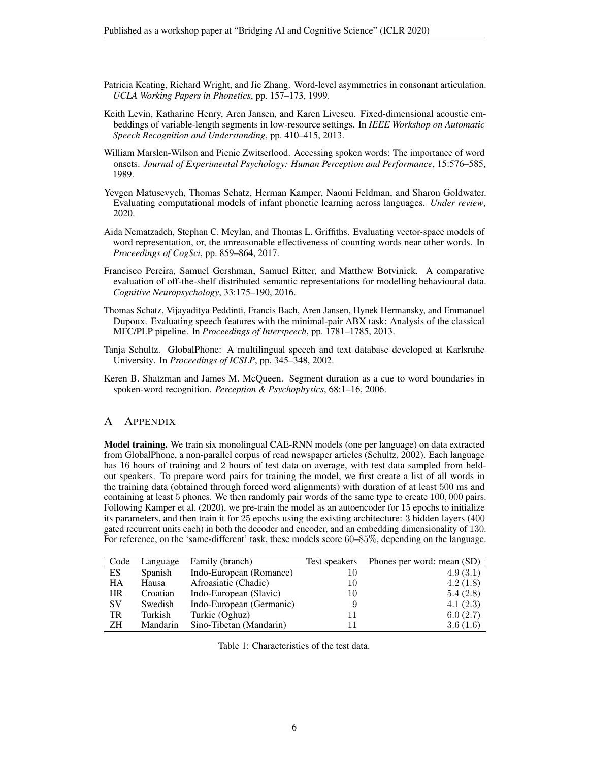Patricia Keating, Richard Wright, and Jie Zhang. Word-level asymmetries in consonant articulation. *UCLA Working Papers in Phonetics*, pp. 157–173, 1999.

Keith Levin, Katharine Henry, Aren Jansen, and Karen Livescu. Fixed-dimensional acoustic embeddings of variable-length segments in low-resource settings. In *IEEE Workshop on Automatic Speech Recognition and Understanding*, pp. 410–415, 2013.

William Marslen-Wilson and Pienie Zwitserlood. Accessing spoken words: The importance of word onsets. *Journal of Experimental Psychology: Human Perception and Performance*, 15:576–585, 1989.

Yevgen Matusevych, Thomas Schatz, Herman Kamper, Naomi Feldman, and Sharon Goldwater. Evaluating computational models of infant phonetic learning across languages. *Under review*, 2020.

Aida Nematzadeh, Stephan C. Meylan, and Thomas L. Griffiths. Evaluating vector-space models of word representation, or, the unreasonable effectiveness of counting words near other words. In *Proceedings of CogSci*, pp. 859–864, 2017.

Francisco Pereira, Samuel Gershman, Samuel Ritter, and Matthew Botvinick. A comparative evaluation of off-the-shelf distributed semantic representations for modelling behavioural data. *Cognitive Neuropsychology*, 33:175–190, 2016.

Thomas Schatz, Vijayaditya Peddinti, Francis Bach, Aren Jansen, Hynek Hermansky, and Emmanuel Dupoux. Evaluating speech features with the minimal-pair ABX task: Analysis of the classical MFC/PLP pipeline. In *Proceedings of Interspeech*, pp. 1781–1785, 2013.

Tanja Schultz. GlobalPhone: A multilingual speech and text database developed at Karlsruhe University. In *Proceedings of ICSLP*, pp. 345–348, 2002.

Keren B. Shatzman and James M. McQueen. Segment duration as a cue to word boundaries in spoken-word recognition. *Perception & Psychophysics*, 68:1–16, 2006.

# A Appendix

**Model training.** We train six monolingual CAE-RNN models (one per language) on data extracted from GlobalPhone, a non-parallel corpus of read newspaper articles (Schultz, 2002). Each language has 16 hours of training and 2 hours of test data on average, with test data sampled from held-out speakers. To prepare word pairs for training the model, we first create a list of all words in the training data (obtained through forced word alignments) with duration of at least 500 ms and containing at least 5 phones. We then randomly pair words of the same type to create 100,000 pairs. Following Kamper et al. (2020), we pre-train the model as an autoencoder for 15 epochs to initialize its parameters, and then train it for 25 epochs using the existing architecture: 3 hidden layers (400 gated recurrent units each) in both the decoder and encoder, and an embedding dimensionality of 130. For reference, on the 'same-different' task, these models score 60–85%, depending on the language.

| Code | Language | Family (branch) | Test speakers | Phones per word: mean (SD) |
|---|---|---|---|---|
| ES | Spanish | Indo-European (Romance) | 10 | 4.9 (3.1) |
| HA | Hausa | Afroasiatic (Chadic) | 10 | 4.2 (1.8) |
| HR | Croatian | Indo-European (Slavic) | 10 | 5.4 (2.8) |
| SV | Swedish | Indo-European (Germanic) | 9 | 4.1 (2.3) |
| TR | Turkish | Turkic (Oghuz) | 11 | 6.0 (2.7) |
| ZH | Mandarin | Sino-Tibetan (Mandarin) | 11 | 3.6 (1.6) |

Table 1: Characteristics of the test data.